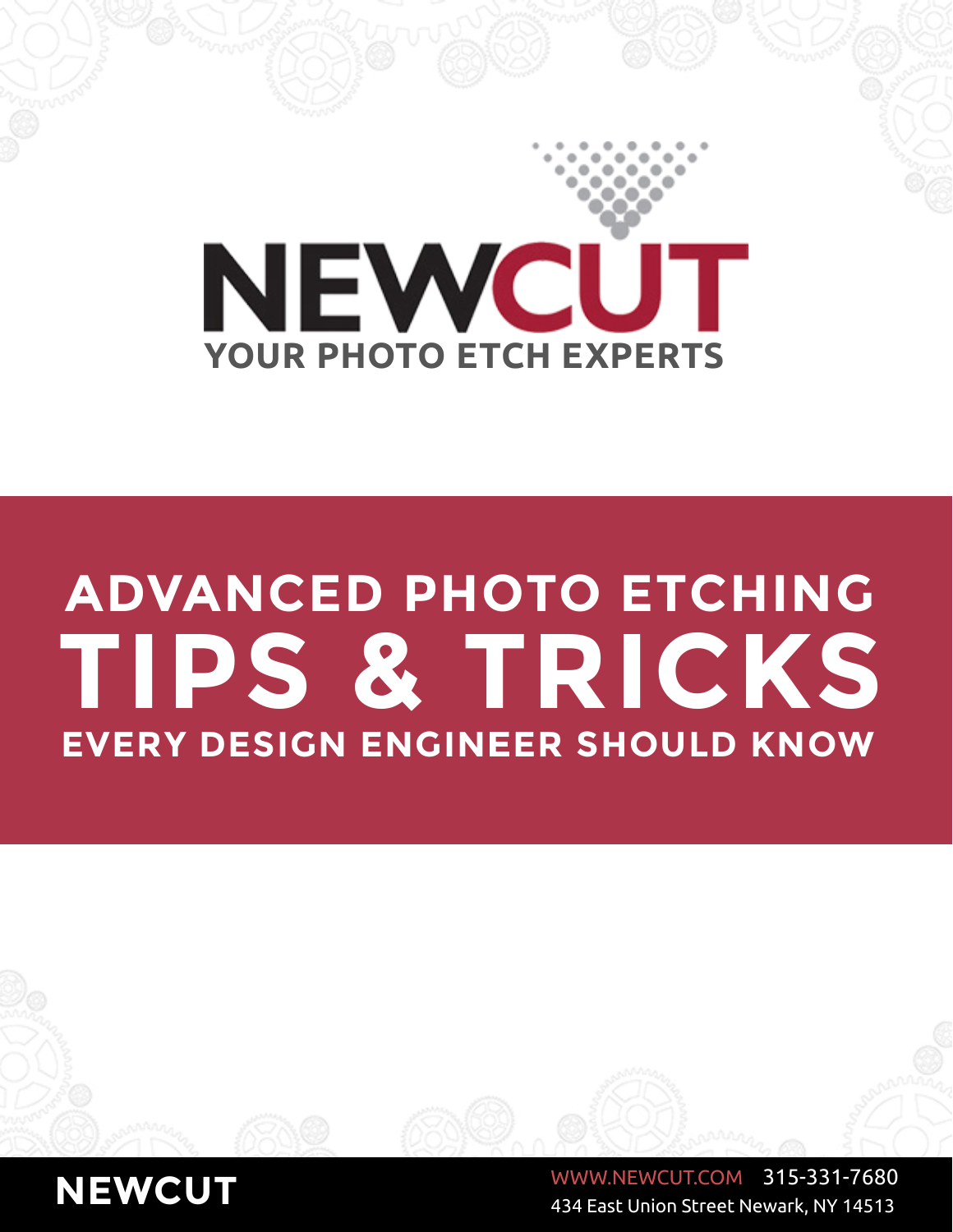# NEWCUT

YOUR PHOTO ETCH EXPERTS

# ADVANCED PHOTO ETCHING TIPS & TRICKS EVERY DESIGN ENGINEER SHOULD KNOW

**NEWCUT**

WWW.NEWCUT.COM 315-331-7680

434 East Union Street Newark, NY 14513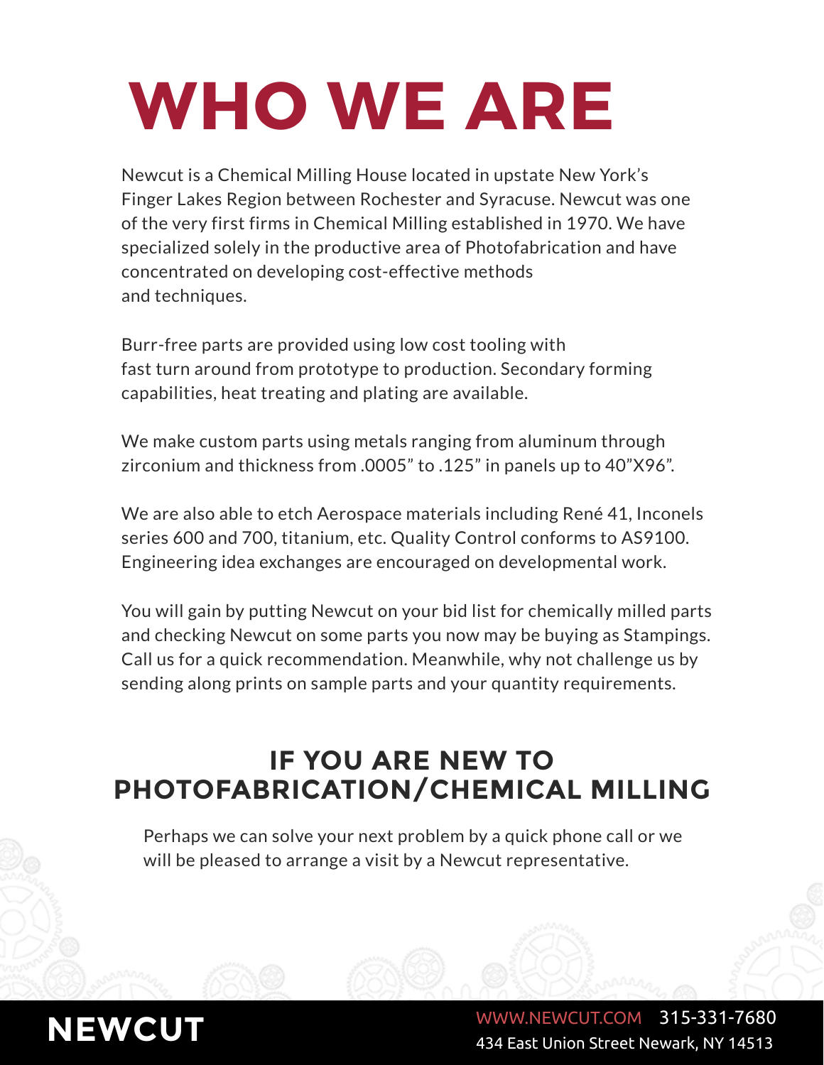# WHO WE ARE

Newcut is a Chemical Milling House located in upstate New York's Finger Lakes Region between Rochester and Syracuse. Newcut was one of the very first firms in Chemical Milling established in 1970. We have specialized solely in the productive area of Photofabrication and have concentrated on developing cost-effective methods and techniques.

Burr-free parts are provided using low cost tooling with fast turn around from prototype to production. Secondary forming capabilities, heat treating and plating are available.

We make custom parts using metals ranging from aluminum through zirconium and thickness from .0005" to .125" in panels up to 40"X96".

We are also able to etch Aerospace materials including René 41, Inconels series 600 and 700, titanium, etc. Quality Control conforms to AS9100. Engineering idea exchanges are encouraged on developmental work.

You will gain by putting Newcut on your bid list for chemically milled parts and checking Newcut on some parts you now may be buying as Stampings. Call us for a quick recommendation. Meanwhile, why not challenge us by sending along prints on sample parts and your quantity requirements.

## IF YOU ARE NEW TO PHOTOFABRICATION/CHEMICAL MILLING

Perhaps we can solve your next problem by a quick phone call or we will be pleased to arrange a visit by a Newcut representative.

**NEWCUT**

WWW.NEWCUT.COM 315-331-7680
434 East Union Street Newark, NY 14513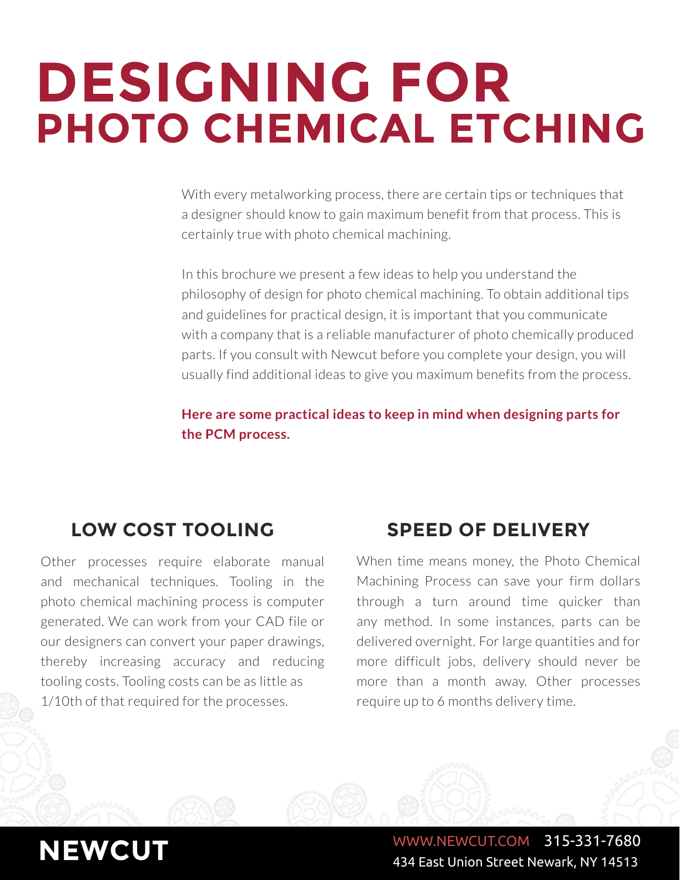# DESIGNING FOR PHOTO CHEMICAL ETCHING

With every metalworking process, there are certain tips or techniques that a designer should know to gain maximum benefit from that process. This is certainly true with photo chemical machining.

In this brochure we present a few ideas to help you understand the philosophy of design for photo chemical machining. To obtain additional tips and guidelines for practical design, it is important that you communicate with a company that is a reliable manufacturer of photo chemically produced parts. If you consult with Newcut before you complete your design, you will usually find additional ideas to give you maximum benefits from the process.

**Here are some practical ideas to keep in mind when designing parts for the PCM process.**

## LOW COST TOOLING

Other processes require elaborate manual and mechanical techniques. Tooling in the photo chemical machining process is computer generated. We can work from your CAD file or our designers can convert your paper drawings, thereby increasing accuracy and reducing tooling costs. Tooling costs can be as little as 1/10th of that required for the processes.

## SPEED OF DELIVERY

When time means money, the Photo Chemical Machining Process can save your firm dollars through a turn around time quicker than any method. In some instances, parts can be delivered overnight. For large quantities and for more difficult jobs, delivery should never be more than a month away. Other processes require up to 6 months delivery time.

**NEWCUT**

WWW.NEWCUT.COM 315-331-7680
434 East Union Street Newark, NY 14513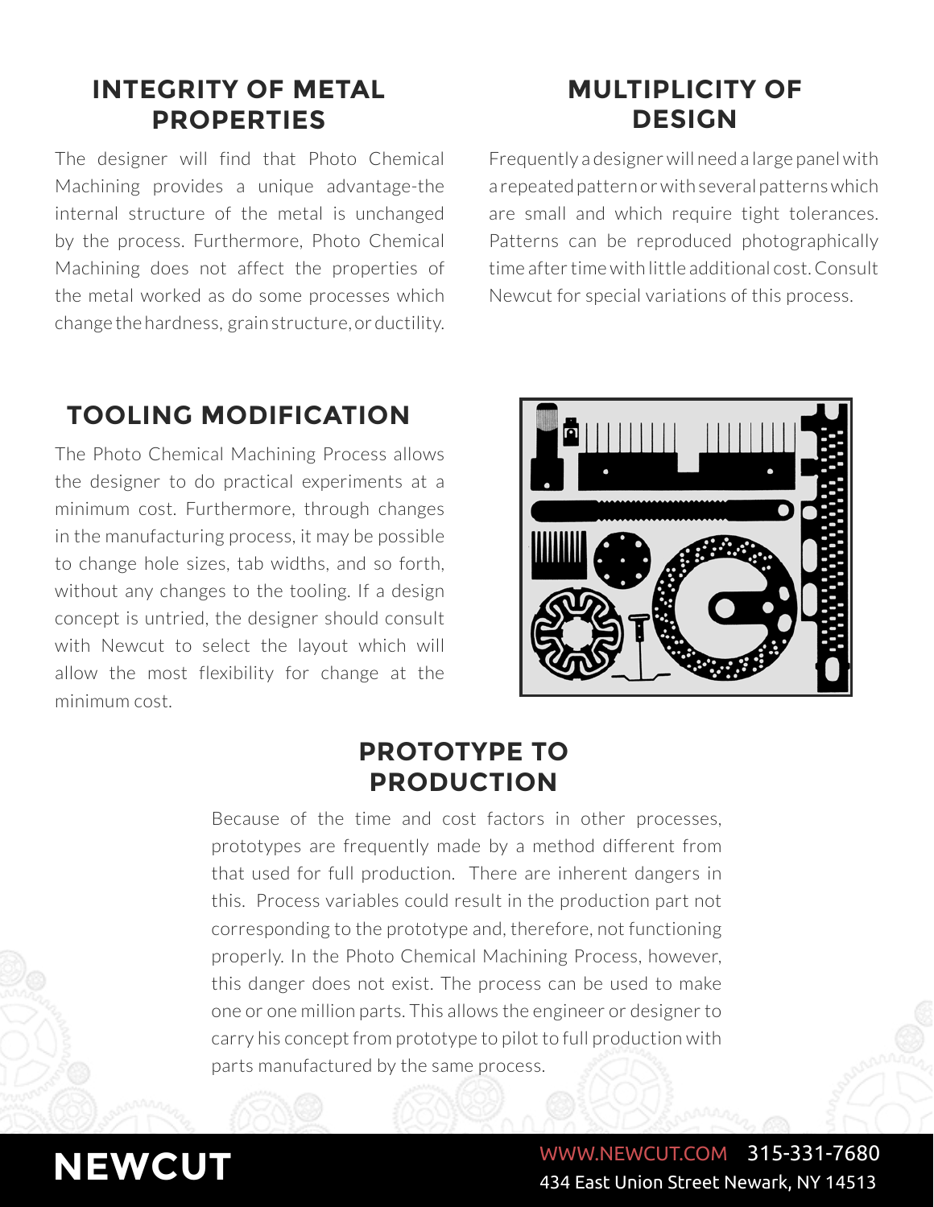## INTEGRITY OF METAL PROPERTIES

The designer will find that Photo Chemical Machining provides a unique advantage-the internal structure of the metal is unchanged by the process. Furthermore, Photo Chemical Machining does not affect the properties of the metal worked as do some processes which change the hardness, grain structure, or ductility.

## MULTIPLICITY OF DESIGN

Frequently a designer will need a large panel with a repeated pattern or with several patterns which are small and which require tight tolerances. Patterns can be reproduced photographically time after time with little additional cost. Consult Newcut for special variations of this process.

## TOOLING MODIFICATION

The Photo Chemical Machining Process allows the designer to do practical experiments at a minimum cost. Furthermore, through changes in the manufacturing process, it may be possible to change hole sizes, tab widths, and so forth, without any changes to the tooling. If a design concept is untried, the designer should consult with Newcut to select the layout which will allow the most flexibility for change at the minimum cost.

## PROTOTYPE TO PRODUCTION

Because of the time and cost factors in other processes, prototypes are frequently made by a method different from that used for full production. There are inherent dangers in this. Process variables could result in the production part not corresponding to the prototype and, therefore, not functioning properly. In the Photo Chemical Machining Process, however, this danger does not exist. The process can be used to make one or one million parts. This allows the engineer or designer to carry his concept from prototype to pilot to full production with parts manufactured by the same process.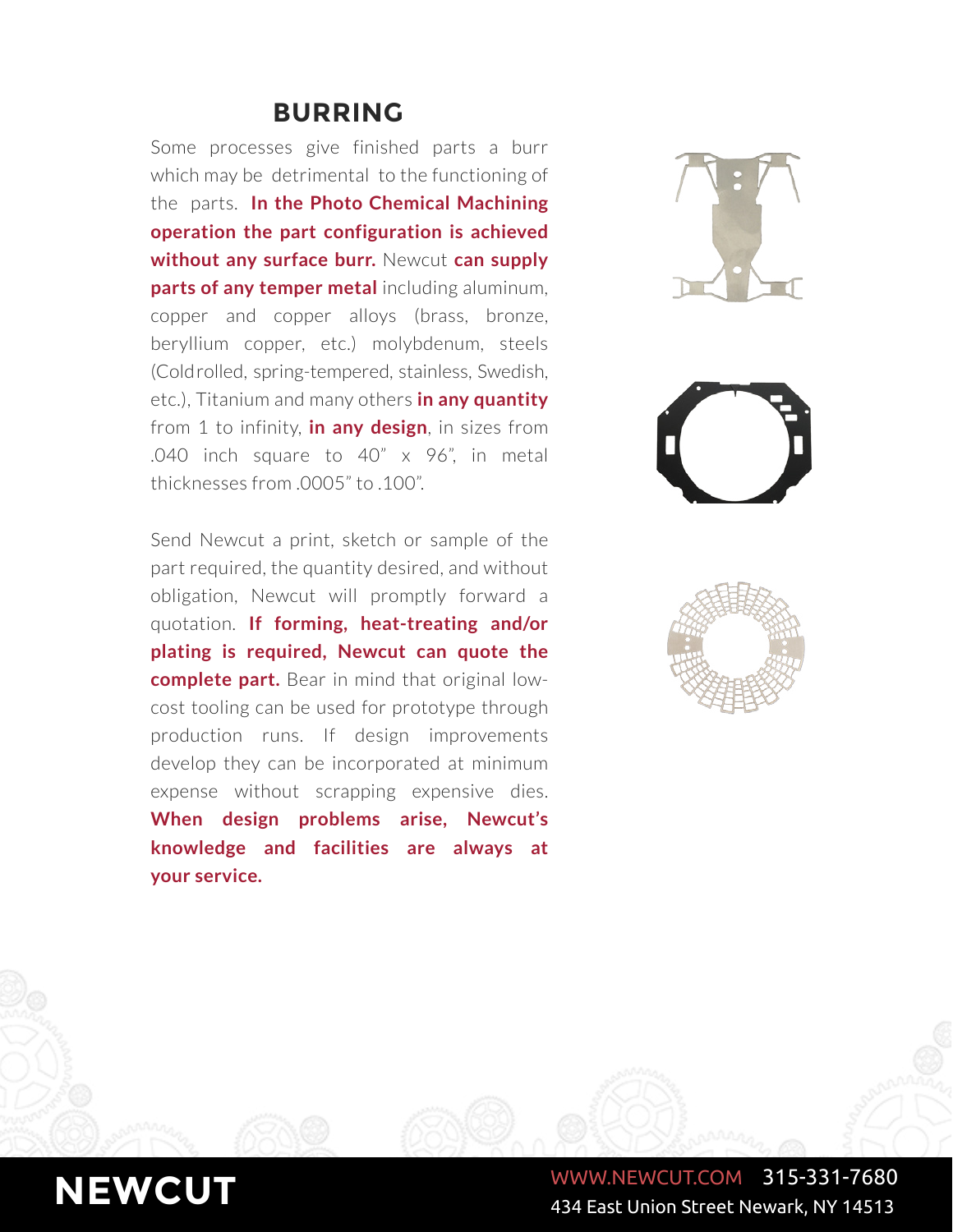## BURRING

Some processes give finished parts a burr which may be detrimental to the functioning of the parts. **In the Photo Chemical Machining operation the part configuration is achieved without any surface burr.** Newcut **can supply parts of any temper metal** including aluminum, copper and copper alloys (brass, bronze, beryllium copper, etc.) molybdenum, steels (Coldrolled, spring-tempered, stainless, Swedish, etc.), Titanium and many others **in any quantity** from 1 to infinity, **in any design**, in sizes from .040 inch square to 40" x 96", in metal thicknesses from .0005" to .100".

Send Newcut a print, sketch or sample of the part required, the quantity desired, and without obligation, Newcut will promptly forward a quotation. **If forming, heat-treating and/or plating is required, Newcut can quote the complete part.** Bear in mind that original low-cost tooling can be used for prototype through production runs. If design improvements develop they can be incorporated at minimum expense without scrapping expensive dies. **When design problems arise, Newcut's knowledge and facilities are always at your service.**

**NEWCUT**

WWW.NEWCUT.COM 315-331-7680
434 East Union Street Newark, NY 14513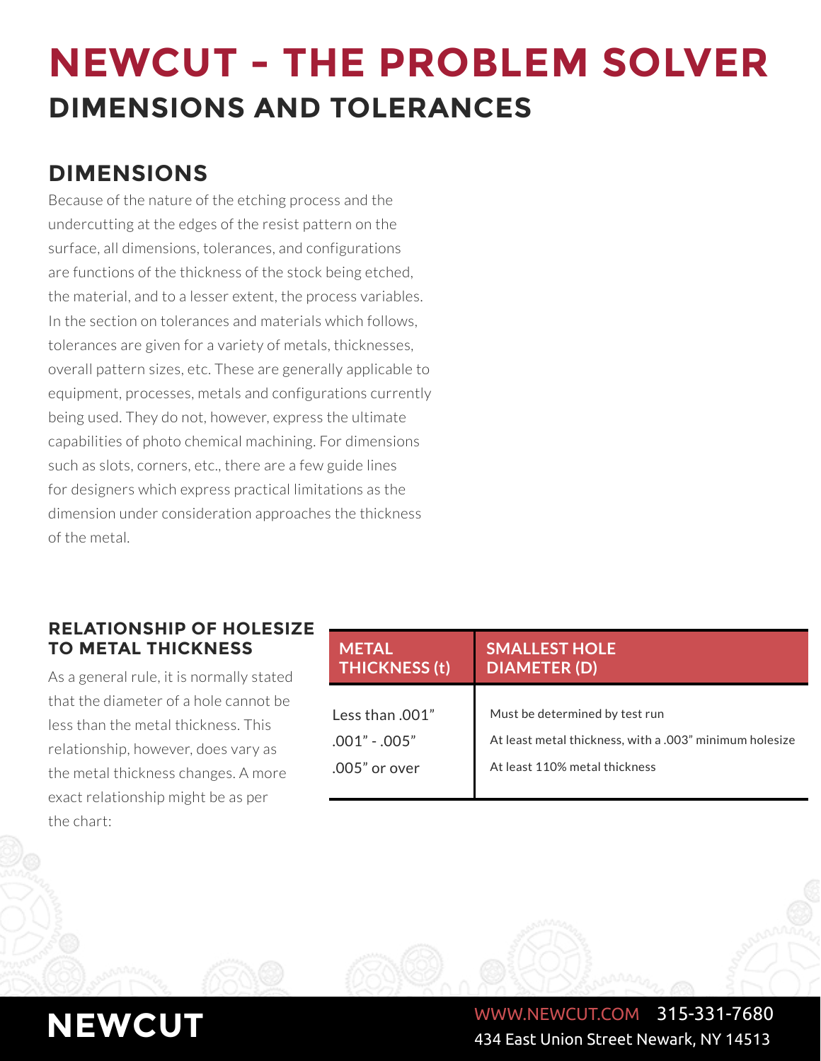# NEWCUT - THE PROBLEM SOLVER

## DIMENSIONS AND TOLERANCES

### DIMENSIONS

Because of the nature of the etching process and the undercutting at the edges of the resist pattern on the surface, all dimensions, tolerances, and configurations are functions of the thickness of the stock being etched, the material, and to a lesser extent, the process variables. In the section on tolerances and materials which follows, tolerances are given for a variety of metals, thicknesses, overall pattern sizes, etc. These are generally applicable to equipment, processes, metals and configurations currently being used. They do not, however, express the ultimate capabilities of photo chemical machining. For dimensions such as slots, corners, etc., there are a few guide lines for designers which express practical limitations as the dimension under consideration approaches the thickness of the metal.

#### RELATIONSHIP OF HOLESIZE TO METAL THICKNESS

As a general rule, it is normally stated that the diameter of a hole cannot be less than the metal thickness. This relationship, however, does vary as the metal thickness changes. A more exact relationship might be as per the chart:

| METAL THICKNESS (t) | SMALLEST HOLE DIAMETER (D) |
|---|---|
| Less than .001” | Must be determined by test run |
| .001” - .005” | At least metal thickness, with a .003” minimum holesize |
| .005” or over | At least 110% metal thickness |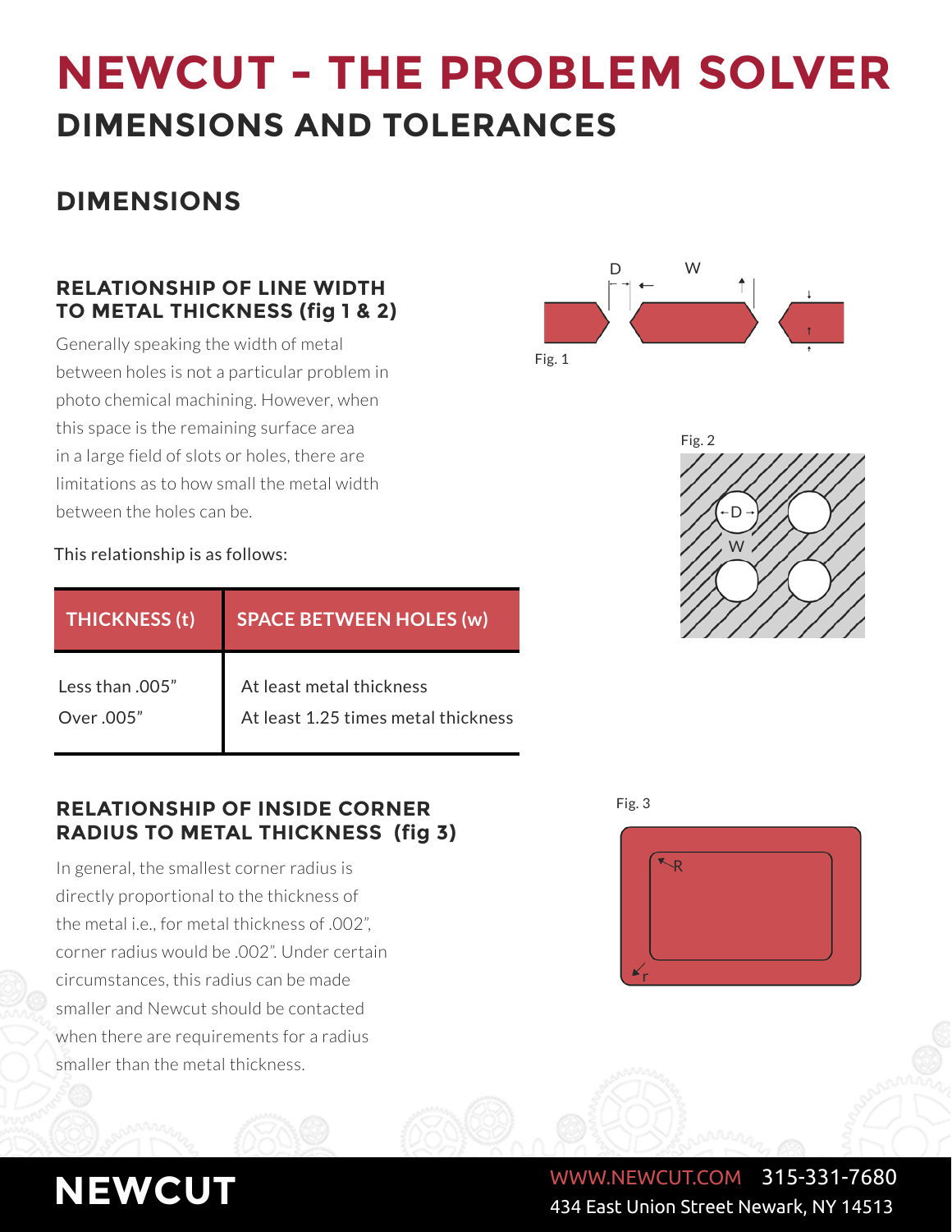# NEWCUT - THE PROBLEM SOLVER

## DIMENSIONS AND TOLERANCES

## DIMENSIONS

### RELATIONSHIP OF LINE WIDTH TO METAL THICKNESS (fig 1 & 2)

Generally speaking the width of metal between holes is not a particular problem in photo chemical machining. However, when this space is the remaining surface area in a large field of slots or holes, there are limitations as to how small the metal width between the holes can be.

This relationship is as follows:

| THICKNESS (t) | SPACE BETWEEN HOLES (w) |
|---|---|
| Less than .005” | At least metal thickness |
| Over .005” | At least 1.25 times metal thickness |

Fig. 1

Fig. 2

### RELATIONSHIP OF INSIDE CORNER RADIUS TO METAL THICKNESS (fig 3)

In general, the smallest corner radius is directly proportional to the thickness of the metal i.e., for metal thickness of .002”, corner radius would be .002”. Under certain circumstances, this radius can be made smaller and Newcut should be contacted when there are requirements for a radius smaller than the metal thickness.

Fig. 3

**NEWCUT**

WWW.NEWCUT.COM 315-331-7680
434 East Union Street Newark, NY 14513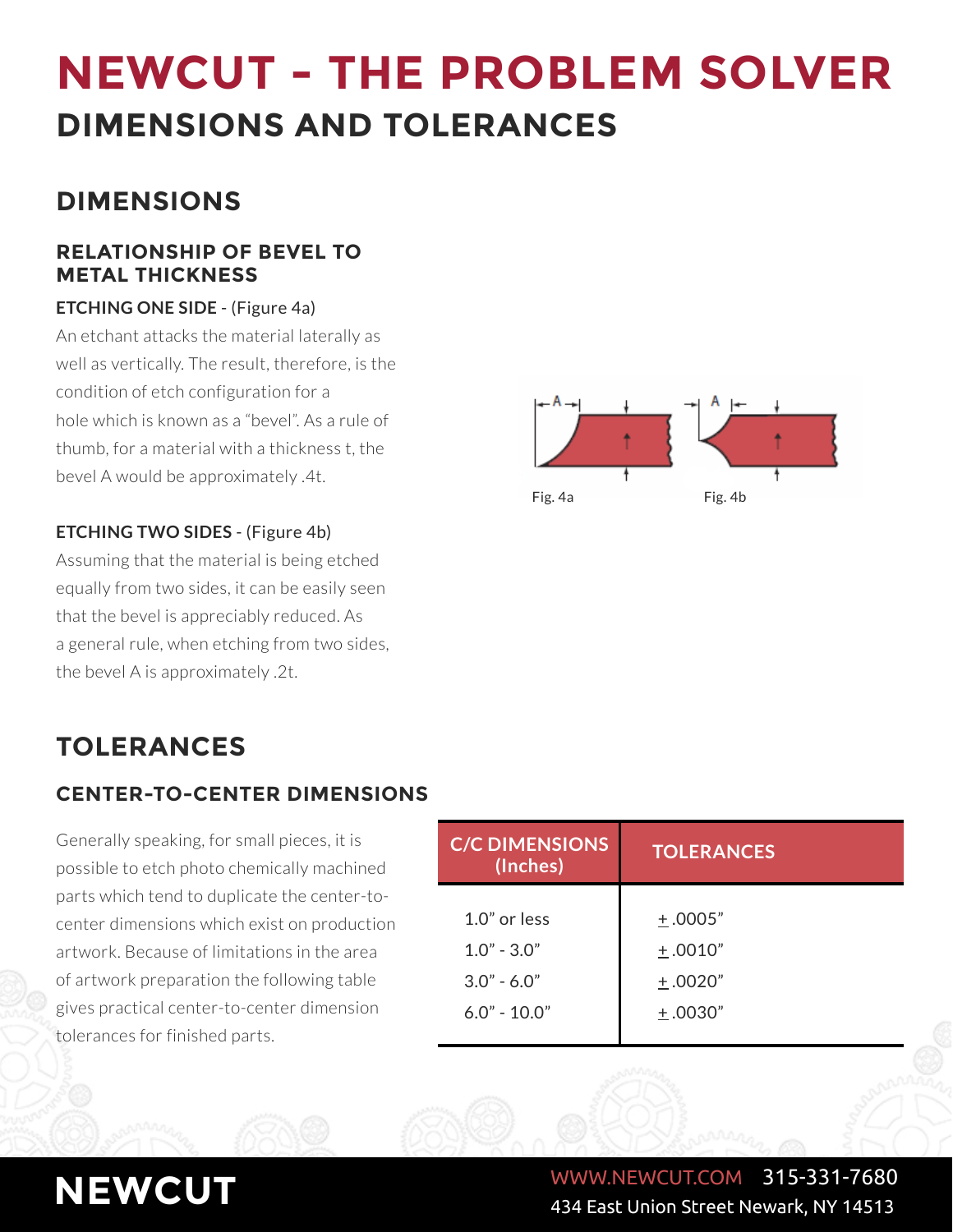# NEWCUT - THE PROBLEM SOLVER

## DIMENSIONS AND TOLERANCES

## DIMENSIONS

### RELATIONSHIP OF BEVEL TO METAL THICKNESS

**ETCHING ONE SIDE** - (Figure 4a)

An etchant attacks the material laterally as well as vertically. The result, therefore, is the condition of etch configuration for a hole which is known as a "bevel". As a rule of thumb, for a material with a thickness t, the bevel A would be approximately .4t.

**ETCHING TWO SIDES** - (Figure 4b)

Assuming that the material is being etched equally from two sides, it can be easily seen that the bevel is appreciably reduced. As a general rule, when etching from two sides, the bevel A is approximately .2t.

Fig. 4a Fig. 4b

## TOLERANCES

### CENTER-TO-CENTER DIMENSIONS

Generally speaking, for small pieces, it is possible to etch photo chemically machined parts which tend to duplicate the center-to-center dimensions which exist on production artwork. Because of limitations in the area of artwork preparation the following table gives practical center-to-center dimension tolerances for finished parts.

| C/C DIMENSIONS (Inches) | TOLERANCES |
|---|---|
| 1.0" or less | ±.0005" |
| 1.0" - 3.0" | ±.0010" |
| 3.0" - 6.0" | ±.0020" |
| 6.0" - 10.0" | ±.0030" |

NEWCUT

WWW.NEWCUT.COM 315-331-7680
434 East Union Street Newark, NY 14513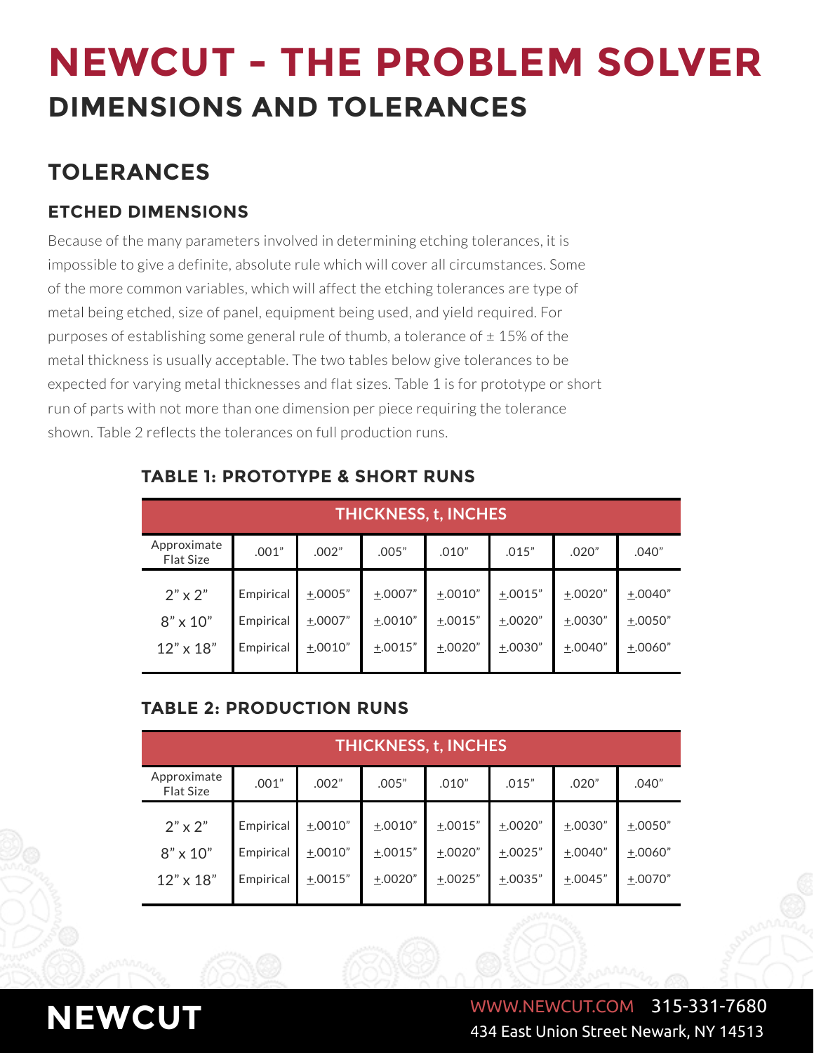# NEWCUT - THE PROBLEM SOLVER

## DIMENSIONS AND TOLERANCES

## TOLERANCES

### ETCHED DIMENSIONS

Because of the many parameters involved in determining etching tolerances, it is impossible to give a definite, absolute rule which will cover all circumstances. Some of the more common variables, which will affect the etching tolerances are type of metal being etched, size of panel, equipment being used, and yield required. For purposes of establishing some general rule of thumb, a tolerance of ± 15% of the metal thickness is usually acceptable. The two tables below give tolerances to be expected for varying metal thicknesses and flat sizes. Table 1 is for prototype or short run of parts with not more than one dimension per piece requiring the tolerance shown. Table 2 reflects the tolerances on full production runs.

#### TABLE 1: PROTOTYPE & SHORT RUNS

| | THICKNESS, t, INCHES | | | | | | |
|---|---|---|---|---|---|---|---|
| Approximate Flat Size | .001" | .002" | .005" | .010" | .015" | .020" | .040" |
| 2" x 2" | Empirical | ±.0005" | ±.0007" | ±.0010" | ±.0015" | ±.0020" | ±.0040" |
| 8" x 10" | Empirical | ±.0007" | ±.0010" | ±.0015" | ±.0020" | ±.0030" | ±.0050" |
| 12" x 18" | Empirical | ±.0010" | ±.0015" | ±.0020" | ±.0030" | ±.0040" | ±.0060" |

#### TABLE 2: PRODUCTION RUNS

| | THICKNESS, t, INCHES | | | | | | |
|---|---|---|---|---|---|---|---|
| Approximate Flat Size | .001" | .002" | .005" | .010" | .015" | .020" | .040" |
| 2" x 2" | Empirical | ±.0010" | ±.0010" | ±.0015" | ±.0020" | ±.0030" | ±.0050" |
| 8" x 10" | Empirical | ±.0010" | ±.0015" | ±.0020" | ±.0025" | ±.0040" | ±.0060" |
| 12" x 18" | Empirical | ±.0015" | ±.0020" | ±.0025" | ±.0035" | ±.0045" | ±.0070" |

NEWCUT

WWW.NEWCUT.COM 315-331-7680
434 East Union Street Newark, NY 14513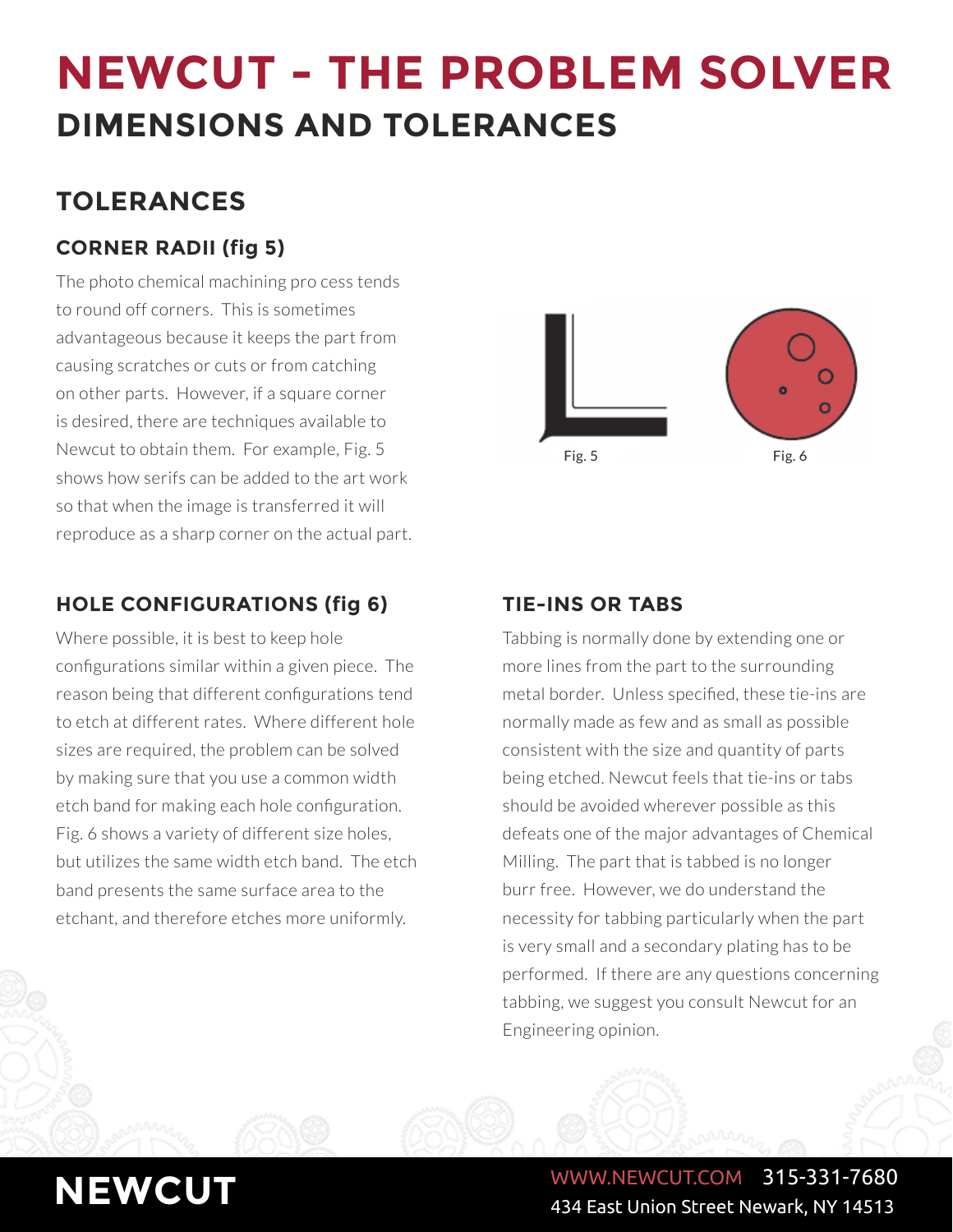# NEWCUT - THE PROBLEM SOLVER

## DIMENSIONS AND TOLERANCES

## TOLERANCES

### CORNER RADII (fig 5)

The photo chemical machining pro cess tends to round off corners. This is sometimes advantageous because it keeps the part from causing scratches or cuts or from catching on other parts. However, if a square corner is desired, there are techniques available to Newcut to obtain them. For example, Fig. 5 shows how serifs can be added to the art work so that when the image is transferred it will reproduce as a sharp corner on the actual part.

Fig. 5

Fig. 6

### HOLE CONFIGURATIONS (fig 6)

Where possible, it is best to keep hole configurations similar within a given piece. The reason being that different configurations tend to etch at different rates. Where different hole sizes are required, the problem can be solved by making sure that you use a common width etch band for making each hole configuration. Fig. 6 shows a variety of different size holes, but utilizes the same width etch band. The etch band presents the same surface area to the etchant, and therefore etches more uniformly.

### TIE-INS OR TABS

Tabbing is normally done by extending one or more lines from the part to the surrounding metal border. Unless specified, these tie-ins are normally made as few and as small as possible consistent with the size and quantity of parts being etched. Newcut feels that tie-ins or tabs should be avoided wherever possible as this defeats one of the major advantages of Chemical Milling. The part that is tabbed is no longer burr free. However, we do understand the necessity for tabbing particularly when the part is very small and a secondary plating has to be performed. If there are any questions concerning tabbing, we suggest you consult Newcut for an Engineering opinion.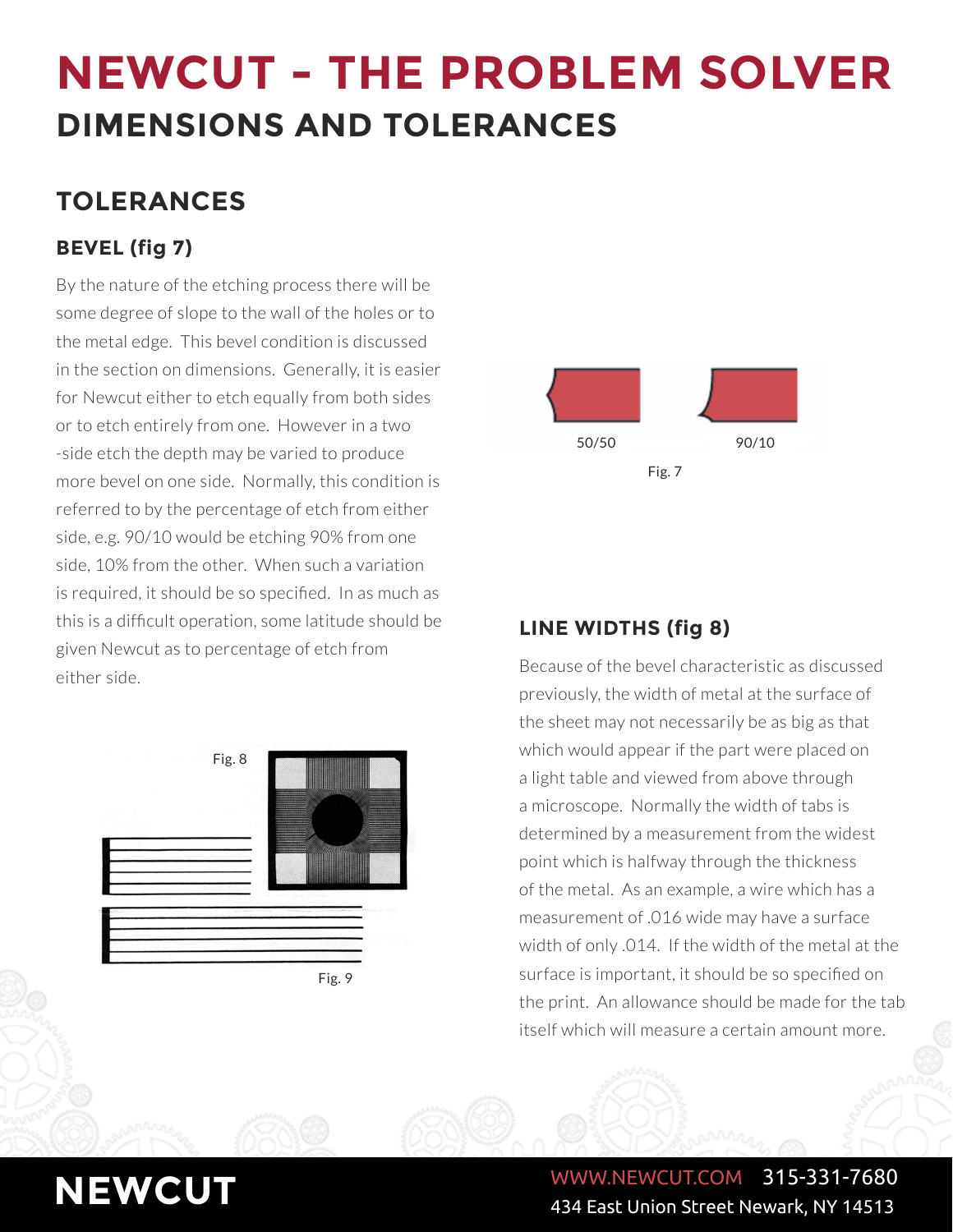# NEWCUT - THE PROBLEM SOLVER

## DIMENSIONS AND TOLERANCES

## TOLERANCES

### BEVEL (fig 7)

By the nature of the etching process there will be some degree of slope to the wall of the holes or to the metal edge. This bevel condition is discussed in the section on dimensions. Generally, it is easier for Newcut either to etch equally from both sides or to etch entirely from one. However in a two -side etch the depth may be varied to produce more bevel on one side. Normally, this condition is referred to by the percentage of etch from either side, e.g. 90/10 would be etching 90% from one side, 10% from the other. When such a variation is required, it should be so specified. In as much as this is a difficult operation, some latitude should be given Newcut as to percentage of etch from either side.

50/50 90/10

Fig. 7

Fig. 8

Fig. 9

### LINE WIDTHS (fig 8)

Because of the bevel characteristic as discussed previously, the width of metal at the surface of the sheet may not necessarily be as big as that which would appear if the part were placed on a light table and viewed from above through a microscope. Normally the width of tabs is determined by a measurement from the widest point which is halfway through the thickness of the metal. As an example, a wire which has a measurement of .016 wide may have a surface width of only .014. If the width of the metal at the surface is important, it should be so specified on the print. An allowance should be made for the tab itself which will measure a certain amount more.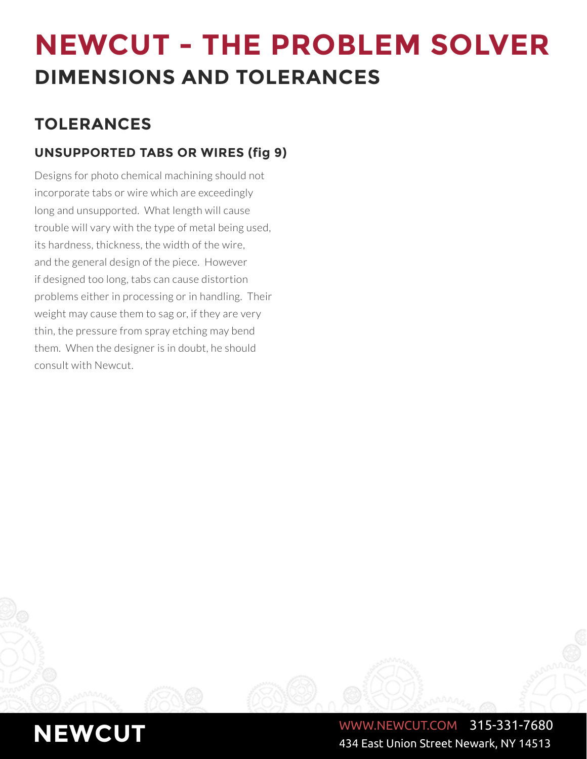# NEWCUT - THE PROBLEM SOLVER

## DIMENSIONS AND TOLERANCES

## TOLERANCES

### UNSUPPORTED TABS OR WIRES (fig 9)

Designs for photo chemical machining should not incorporate tabs or wire which are exceedingly long and unsupported. What length will cause trouble will vary with the type of metal being used, its hardness, thickness, the width of the wire, and the general design of the piece. However if designed too long, tabs can cause distortion problems either in processing or in handling. Their weight may cause them to sag or, if they are very thin, the pressure from spray etching may bend them. When the designer is in doubt, he should consult with Newcut.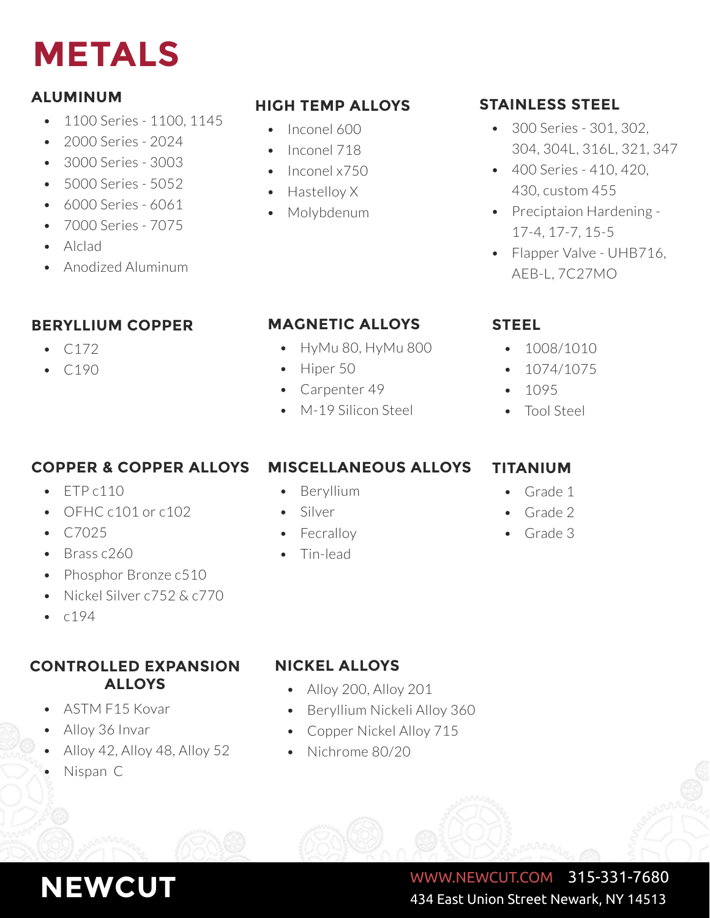# METALS

## ALUMINUM

- 1100 Series - 1100, 1145
- 2000 Series - 2024
- 3000 Series - 3003
- 5000 Series - 5052
- 6000 Series - 6061
- 7000 Series - 7075
- Alclad
- Anodized Aluminum

## HIGH TEMP ALLOYS

- Inconel 600
- Inconel 718
- Inconel x750
- Hastelloy X
- Molybdenum

## STAINLESS STEEL

- 300 Series - 301, 302, 304, 304L, 316L, 321, 347
- 400 Series - 410, 420, 430, custom 455
- Preciptaion Hardening - 17-4, 17-7, 15-5
- Flapper Valve - UHB716, AEB-L, 7C27MO

## BERYLLIUM COPPER

- C172
- C190

## MAGNETIC ALLOYS

- HyMu 80, HyMu 800
- Hiper 50
- Carpenter 49
- M-19 Silicon Steel

## STEEL

- 1008/1010
- 1074/1075
- 1095
- Tool Steel

## COPPER & COPPER ALLOYS

- ETP c110
- OFHC c101 or c102
- C7025
- Brass c260
- Phosphor Bronze c510
- Nickel Silver c752 & c770
- c194

## MISCELLANEOUS ALLOYS

- Beryllium
- Silver
- Fecralloy
- Tin-lead

## TITANIUM

- Grade 1
- Grade 2
- Grade 3

## CONTROLLED EXPANSION ALLOYS

- ASTM F15 Kovar
- Alloy 36 Invar
- Alloy 42, Alloy 48, Alloy 52
- Nispan C

## NICKEL ALLOYS

- Alloy 200, Alloy 201
- Beryllium Nickeli Alloy 360
- Copper Nickel Alloy 715
- Nichrome 80/20

**NEWCUT**

WWW.NEWCUT.COM 315-331-7680
434 East Union Street Newark, NY 14513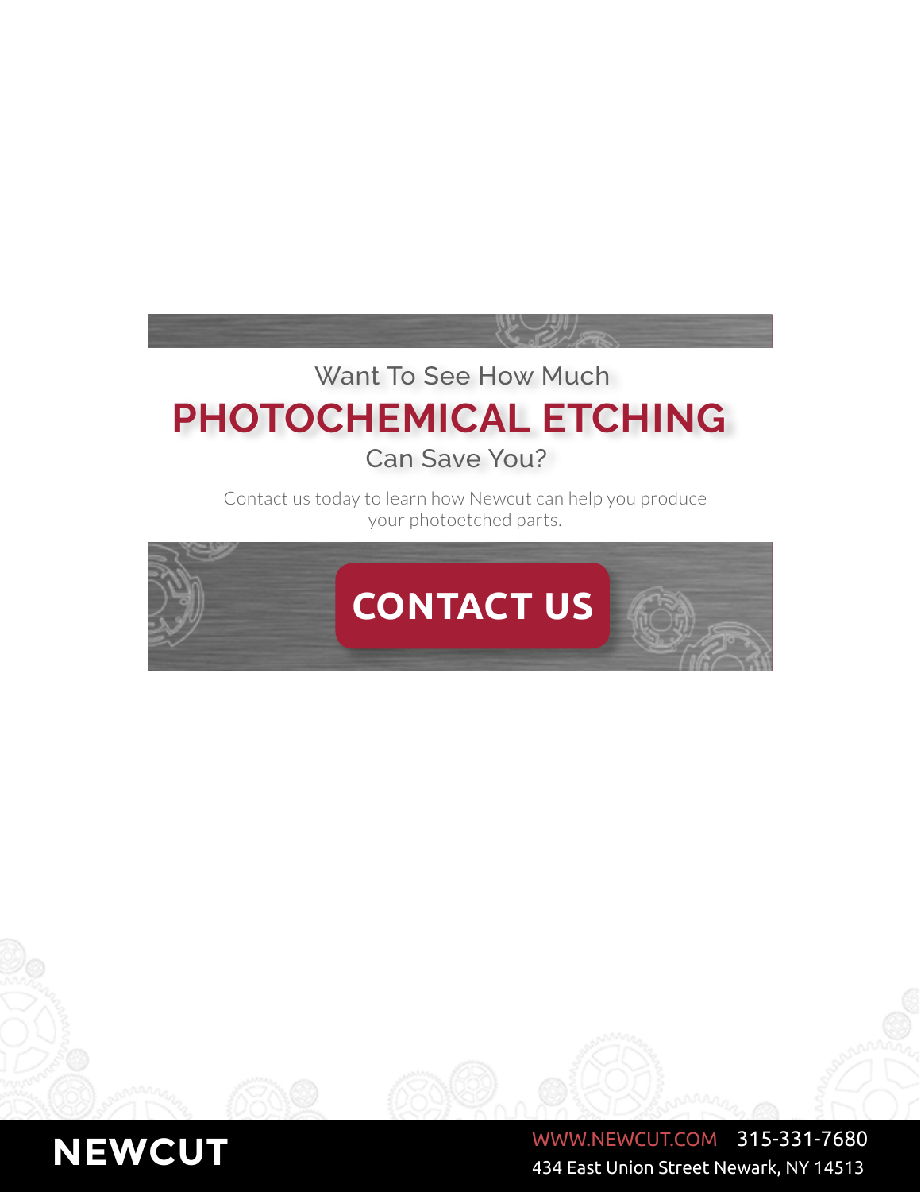Want To See How Much

# PHOTOCHEMICAL ETCHING

Can Save You?

Contact us today to learn how Newcut can help you produce your photoetched parts.

**CONTACT US**

**NEWCUT**

WWW.NEWCUT.COM 315-331-7680

434 East Union Street Newark, NY 14513